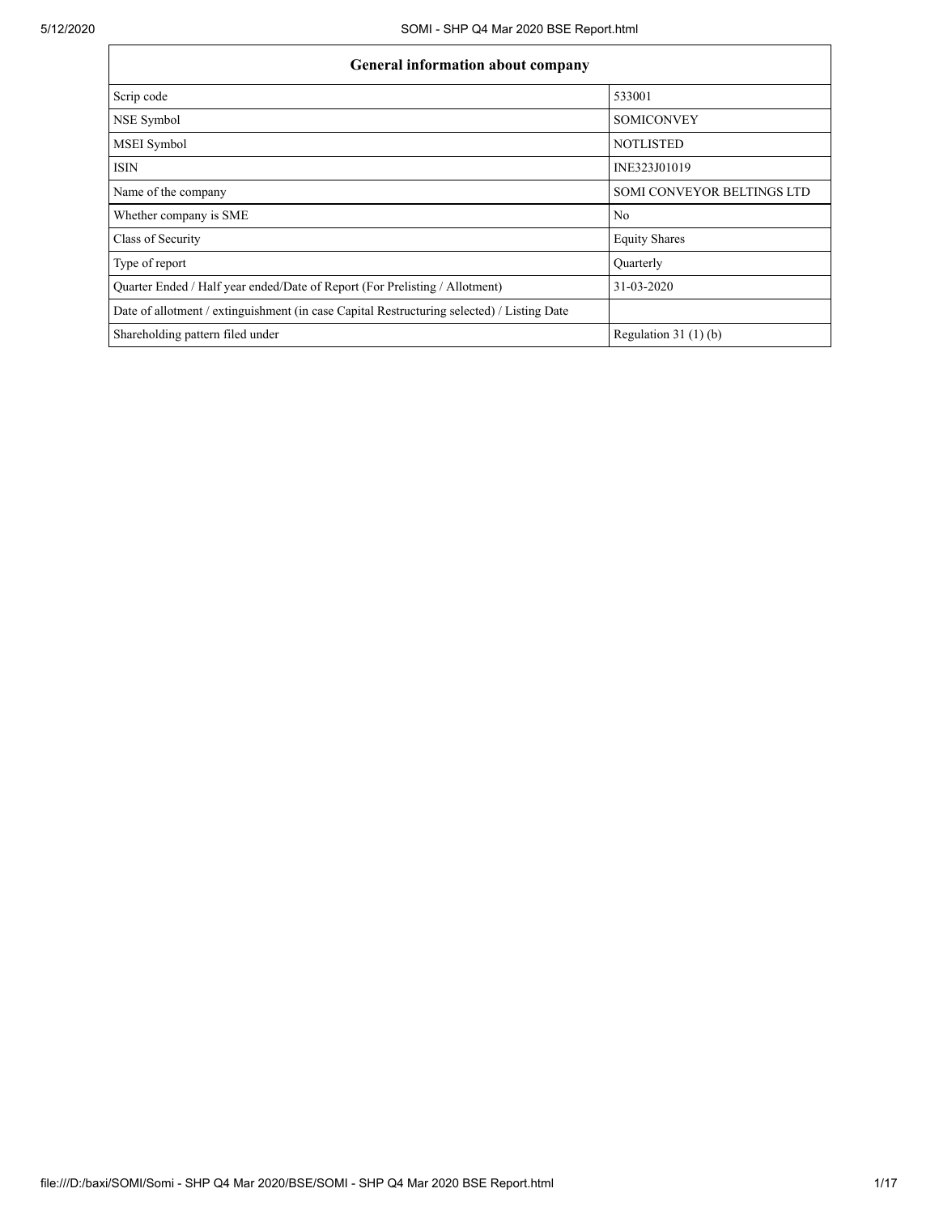| General information about company | |
|---|---|
| Scrip code | 533001 |
| NSE Symbol | SOMICONVEY |
| MSEI Symbol | NOTLISTED |
| ISIN | INE323J01019 |
| Name of the company | SOMI CONVEYOR BELTINGS LTD |
| Whether company is SME | No |
| Class of Security | Equity Shares |
| Type of report | Quarterly |
| Quarter Ended / Half year ended/Date of Report (For Prelisting / Allotment) | 31-03-2020 |
| Date of allotment / extinguishment (in case Capital Restructuring selected) / Listing Date | |
| Shareholding pattern filed under | Regulation 31 (1) (b) |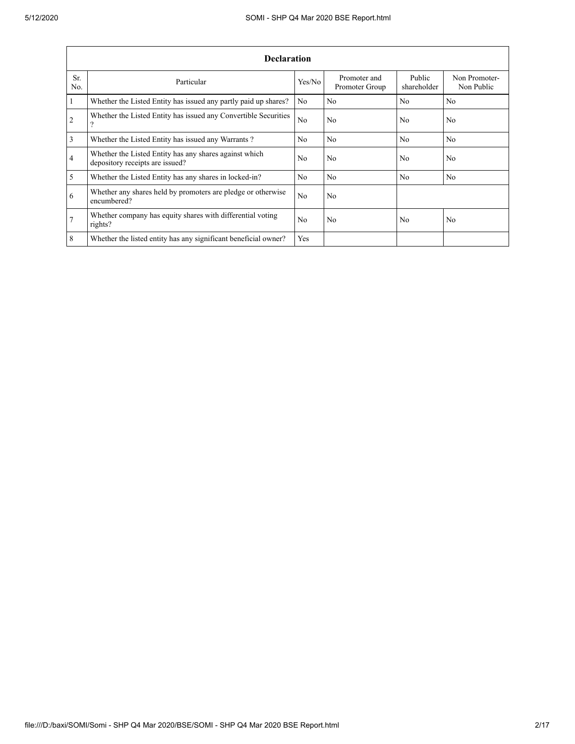| Declaration | | | | | |
|---|---|---|---|---|---|
| Sr. No. | Particular | Yes/No | Promoter and Promoter Group | Public shareholder | Non Promoter-Non Public |
| 1 | Whether the Listed Entity has issued any partly paid up shares? | No | No | No | No |
| 2 | Whether the Listed Entity has issued any Convertible Securities ? | No | No | No | No |
| 3 | Whether the Listed Entity has issued any Warrants ? | No | No | No | No |
| 4 | Whether the Listed Entity has any shares against which depository receipts are issued? | No | No | No | No |
| 5 | Whether the Listed Entity has any shares in locked-in? | No | No | No | No |
| 6 | Whether any shares held by promoters are pledge or otherwise encumbered? | No | No | | |
| 7 | Whether company has equity shares with differential voting rights? | No | No | No | No |
| 8 | Whether the listed entity has any significant beneficial owner? | Yes | | | |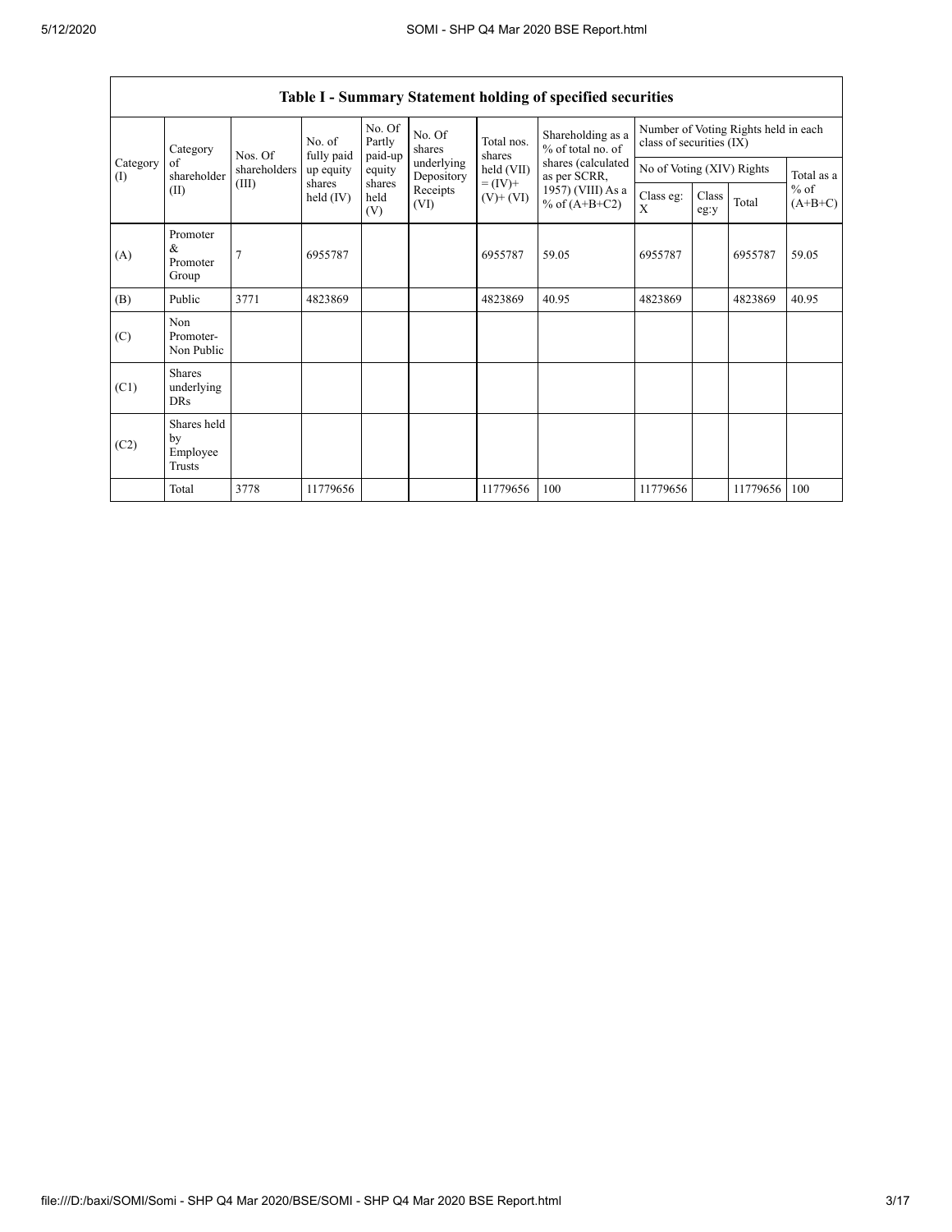| Table I - Summary Statement holding of specified securities | | | | | | | | | | | | |
|---|---|---|---|---|---|---|---|---|---|---|---|---|
| Category (I) | Category of shareholder (II) | Nos. Of shareholders (III) | No. of fully paid up equity shares held (IV) | No. Of Partly paid-up equity shares held (V) | No. Of shares underlying Depository Receipts (VI) | Total nos. shares held (VII) = (IV)+ (V)+ (VI) | Shareholding as a % of total no. of shares (calculated as per SCRR, 1957) (VIII) As a % of (A+B+C2) | Number of Voting Rights held in each class of securities (IX) | | | |
| | | | | | | | | No of Voting (XIV) Rights | | | Total as a % of (A+B+C) |
| | | | | | | | | Class eg: X | Class eg:y | Total | |
| (A) | Promoter & Promoter Group | 7 | 6955787 | | | 6955787 | 59.05 | 6955787 | | 6955787 | 59.05 |
| (B) | Public | 3771 | 4823869 | | | 4823869 | 40.95 | 4823869 | | 4823869 | 40.95 |
| (C) | Non Promoter- Non Public | | | | | | | | | | |
| (C1) | Shares underlying DRs | | | | | | | | | | |
| (C2) | Shares held by Employee Trusts | | | | | | | | | | |
| | Total | 3778 | 11779656 | | | 11779656 | 100 | 11779656 | | 11779656 | 100 |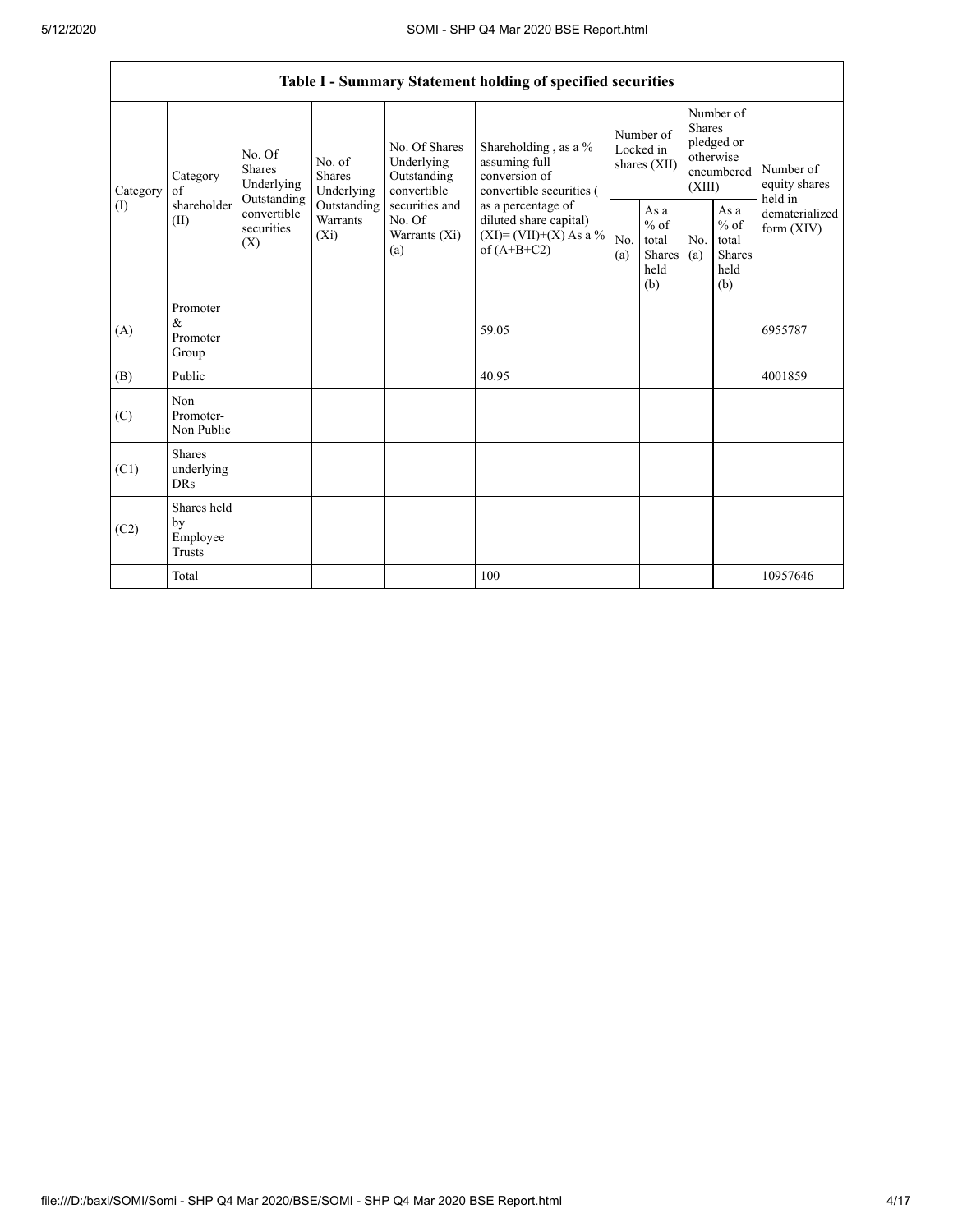| Table I - Summary Statement holding of specified securities | | | | | | | | | | |
|---|---|---|---|---|---|---|---|---|---|---|
| Category (I) | Category of shareholder (II) | No. Of Shares Underlying Outstanding convertible securities (X) | No. of Shares Underlying Outstanding Warrants (Xi) | No. Of Shares Underlying Outstanding convertible securities and No. Of Warrants (Xi) (a) | Shareholding , as a % assuming full conversion of convertible securities ( as a percentage of diluted share capital) (XI)= (VII)+(X) As a % of (A+B+C2) | Number of Locked in shares (XII) | | Number of Shares pledged or otherwise encumbered (XIII) | | Number of equity shares held in dematerialized form (XIV) |
| | | | | | | No. (a) | As a % of total Shares held (b) | No. (a) | As a % of total Shares held (b) | |
| (A) | Promoter & Promoter Group | | | | 59.05 | | | | | 6955787 |
| (B) | Public | | | | 40.95 | | | | | 4001859 |
| (C) | Non Promoter- Non Public | | | | | | | | | |
| (C1) | Shares underlying DRs | | | | | | | | | |
| (C2) | Shares held by Employee Trusts | | | | | | | | | |
| | Total | | | | 100 | | | | | 10957646 |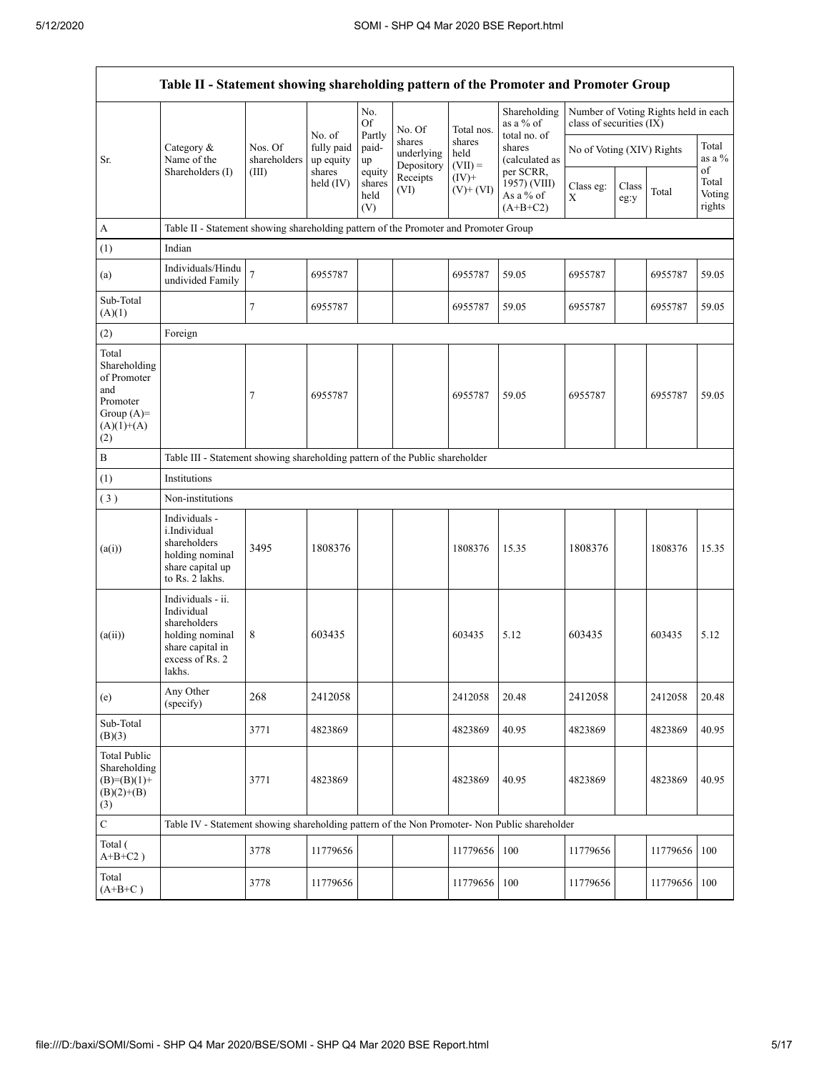| Table II - Statement showing shareholding pattern of the Promoter and Promoter Group | | | | | | | | | | | | |
|---|---|---|---|---|---|---|---|---|---|---|---|---|
| Sr. | Category & Name of the Shareholders (I) | Nos. Of shareholders (III) | No. of fully paid up equity shares held (IV) | No. Of Partly paid-up equity shares held (V) | No. Of shares underlying Depository Receipts (VI) | Total nos. shares held (VII) = (IV)+ (V)+ (VI) | Shareholding as a % of total no. of shares (calculated as per SCRR, 1957) (VIII) As a % of (A+B+C2) | Number of Voting Rights held in each class of securities (IX) | | | |
| | | | | | | | | No of Voting (XIV) Rights | | | Total as a % of Total Voting rights |
| | | | | | | | | Class eg: X | Class eg:y | Total | |
| A | Table II - Statement showing shareholding pattern of the Promoter and Promoter Group | | | | | | | | | | |
| (1) | Indian | | | | | | | | | | |
| (a) | Individuals/Hindu undivided Family | 7 | 6955787 | | | 6955787 | 59.05 | 6955787 | | 6955787 | 59.05 |
| Sub-Total (A)(1) | | 7 | 6955787 | | | 6955787 | 59.05 | 6955787 | | 6955787 | 59.05 |
| (2) | Foreign | | | | | | | | | | |
| Total Shareholding of Promoter and Promoter Group (A)=(A)(1)+(A)(2) | | 7 | 6955787 | | | 6955787 | 59.05 | 6955787 | | 6955787 | 59.05 |
| B | Table III - Statement showing shareholding pattern of the Public shareholder | | | | | | | | | | |
| (1) | Institutions | | | | | | | | | | |
| (3) | Non-institutions | | | | | | | | | | |
| (a(i)) | Individuals - i.Individual shareholders holding nominal share capital up to Rs. 2 lakhs. | 3495 | 1808376 | | | 1808376 | 15.35 | 1808376 | | 1808376 | 15.35 |
| (a(ii)) | Individuals - ii. Individual shareholders holding nominal share capital in excess of Rs. 2 lakhs. | 8 | 603435 | | | 603435 | 5.12 | 603435 | | 603435 | 5.12 |
| (e) | Any Other (specify) | 268 | 2412058 | | | 2412058 | 20.48 | 2412058 | | 2412058 | 20.48 |
| Sub-Total (B)(3) | | 3771 | 4823869 | | | 4823869 | 40.95 | 4823869 | | 4823869 | 40.95 |
| Total Public Shareholding (B)=(B)(1)+(B)(2)+(B)(3) | | 3771 | 4823869 | | | 4823869 | 40.95 | 4823869 | | 4823869 | 40.95 |
| C | Table IV - Statement showing shareholding pattern of the Non Promoter- Non Public shareholder | | | | | | | | | | |
| Total ( A+B+C2 ) | | 3778 | 11779656 | | | 11779656 | 100 | 11779656 | | 11779656 | 100 |
| Total (A+B+C ) | | 3778 | 11779656 | | | 11779656 | 100 | 11779656 | | 11779656 | 100 |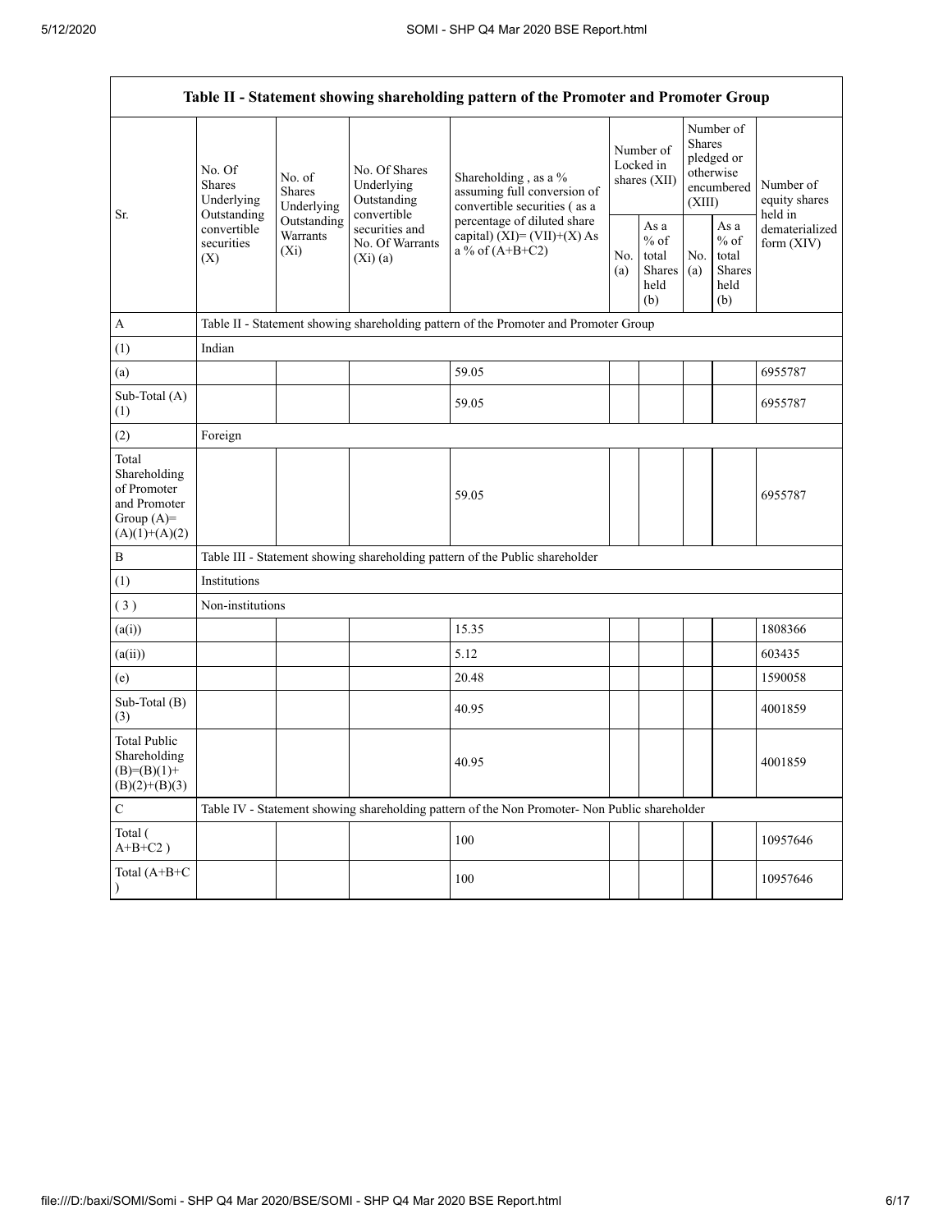| Table II - Statement showing shareholding pattern of the Promoter and Promoter Group | | | | | | | | | |
|---|---|---|---|---|---|---|---|---|---|
| Sr. | No. Of Shares Underlying Outstanding convertible securities (X) | No. of Shares Underlying Outstanding Warrants (Xi) | No. Of Shares Underlying Outstanding convertible securities and No. Of Warrants (Xi) (a) | Shareholding , as a % assuming full conversion of convertible securities ( as a percentage of diluted share capital) (XI)= (VII)+(X) As a % of (A+B+C2) | Number of Locked in shares (XII) | | Number of Shares pledged or otherwise encumbered (XIII) | | Number of equity shares held in dematerialized form (XIV) |
| | | | | | No. (a) | As a % of total Shares held (b) | No. (a) | As a % of total Shares held (b) | |
| A | Table II - Statement showing shareholding pattern of the Promoter and Promoter Group | | | | | | | | |
| (1) | Indian | | | | | | | | |
| (a) | | | | 59.05 | | | | | 6955787 |
| Sub-Total (A) (1) | | | | 59.05 | | | | | 6955787 |
| (2) | Foreign | | | | | | | | |
| Total Shareholding of Promoter and Promoter Group (A)= (A)(1)+(A)(2) | | | | 59.05 | | | | | 6955787 |
| B | Table III - Statement showing shareholding pattern of the Public shareholder | | | | | | | | |
| (1) | Institutions | | | | | | | | |
| ( 3 ) | Non-institutions | | | | | | | | |
| (a(i)) | | | | 15.35 | | | | | 1808366 |
| (a(ii)) | | | | 5.12 | | | | | 603435 |
| (e) | | | | 20.48 | | | | | 1590058 |
| Sub-Total (B) (3) | | | | 40.95 | | | | | 4001859 |
| Total Public Shareholding (B)=(B)(1)+(B)(2)+(B)(3) | | | | 40.95 | | | | | 4001859 |
| C | Table IV - Statement showing shareholding pattern of the Non Promoter- Non Public shareholder | | | | | | | | |
| Total ( A+B+C2 ) | | | | 100 | | | | | 10957646 |
| Total (A+B+C ) | | | | 100 | | | | | 10957646 |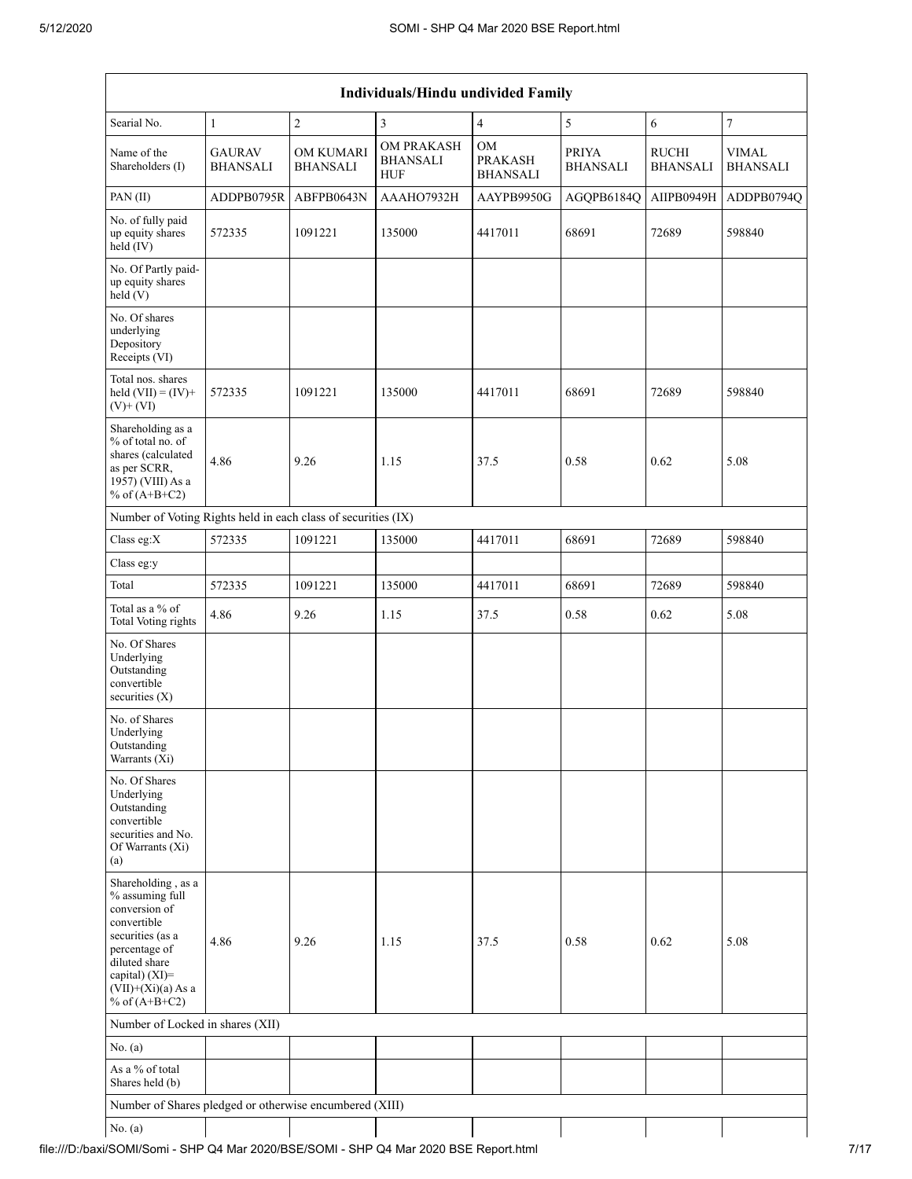| Individuals/Hindu undivided Family | | | | | | | |
|---|---|---|---|---|---|---|---|
| Searial No. | 1 | 2 | 3 | 4 | 5 | 6 | 7 |
| Name of the Shareholders (I) | GAURAV BHANSALI | OM KUMARI BHANSALI | OM PRAKASH BHANSALI HUF | OM PRAKASH BHANSALI | PRIYA BHANSALI | RUCHI BHANSALI | VIMAL BHANSALI |
| PAN (II) | ADDPB0795R | ABFPB0643N | AAAHO7932H | AAYPB9950G | AGQPB6184Q | AIIPB0949H | ADDPB0794Q |
| No. of fully paid up equity shares held (IV) | 572335 | 1091221 | 135000 | 4417011 | 68691 | 72689 | 598840 |
| No. Of Partly paid-up equity shares held (V) | | | | | | | |
| No. Of shares underlying Depository Receipts (VI) | | | | | | | |
| Total nos. shares held (VII) = (IV)+ (V)+ (VI) | 572335 | 1091221 | 135000 | 4417011 | 68691 | 72689 | 598840 |
| Shareholding as a % of total no. of shares (calculated as per SCRR, 1957) (VIII) As a % of (A+B+C2) | 4.86 | 9.26 | 1.15 | 37.5 | 0.58 | 0.62 | 5.08 |
| Number of Voting Rights held in each class of securities (IX) | | | | | | | |
| Class eg:X | 572335 | 1091221 | 135000 | 4417011 | 68691 | 72689 | 598840 |
| Class eg:y | | | | | | | |
| Total | 572335 | 1091221 | 135000 | 4417011 | 68691 | 72689 | 598840 |
| Total as a % of Total Voting rights | 4.86 | 9.26 | 1.15 | 37.5 | 0.58 | 0.62 | 5.08 |
| No. Of Shares Underlying Outstanding convertible securities (X) | | | | | | | |
| No. of Shares Underlying Outstanding Warrants (Xi) | | | | | | | |
| No. Of Shares Underlying Outstanding convertible securities and No. Of Warrants (Xi) (a) | | | | | | | |
| Shareholding , as a % assuming full conversion of convertible securities (as a percentage of diluted share capital) (XI)= (VII)+(Xi)(a) As a % of (A+B+C2) | 4.86 | 9.26 | 1.15 | 37.5 | 0.58 | 0.62 | 5.08 |
| Number of Locked in shares (XII) | | | | | | | |
| No. (a) | | | | | | | |
| As a % of total Shares held (b) | | | | | | | |
| Number of Shares pledged or otherwise encumbered (XIII) | | | | | | | |
| No. (a) | | | | | | | |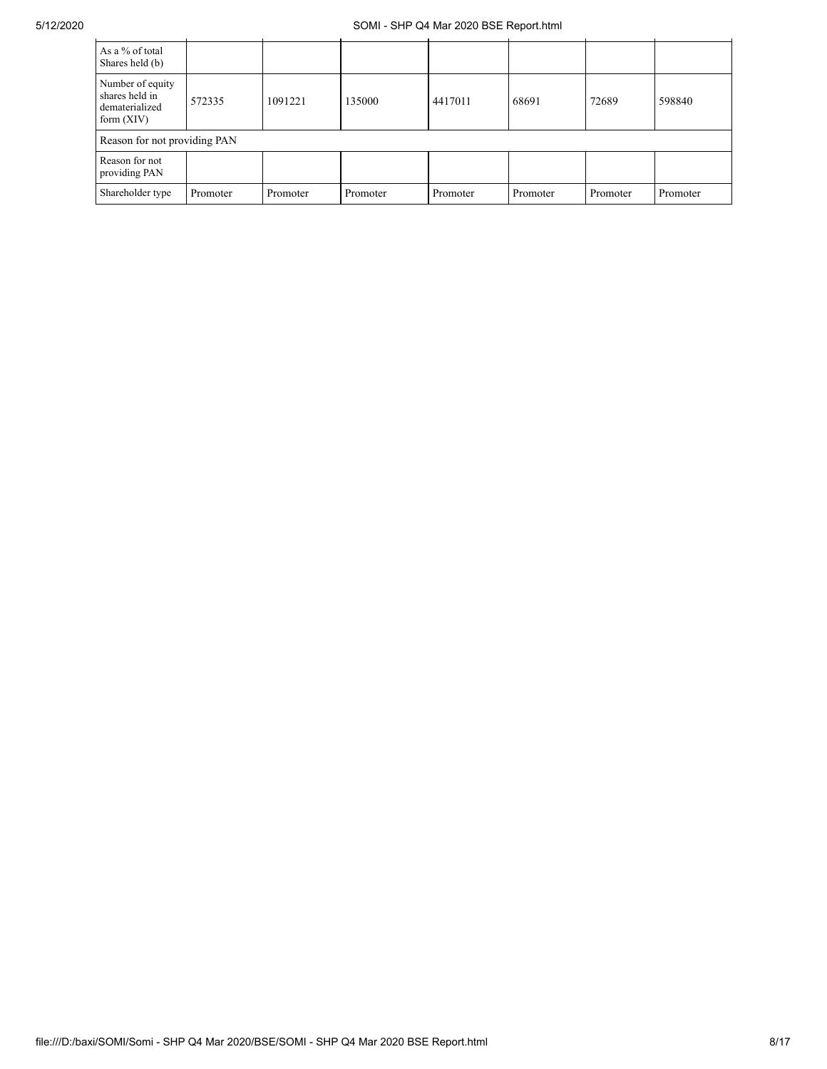| As a % of total Shares held (b) | | | | | | | |
|---|---|---|---|---|---|---|---|
| Number of equity shares held in dematerialized form (XIV) | 572335 | 1091221 | 135000 | 4417011 | 68691 | 72689 | 598840 |
| Reason for not providing PAN | | | | | | | |
| Reason for not providing PAN | | | | | | | |
| Shareholder type | Promoter | Promoter | Promoter | Promoter | Promoter | Promoter | Promoter |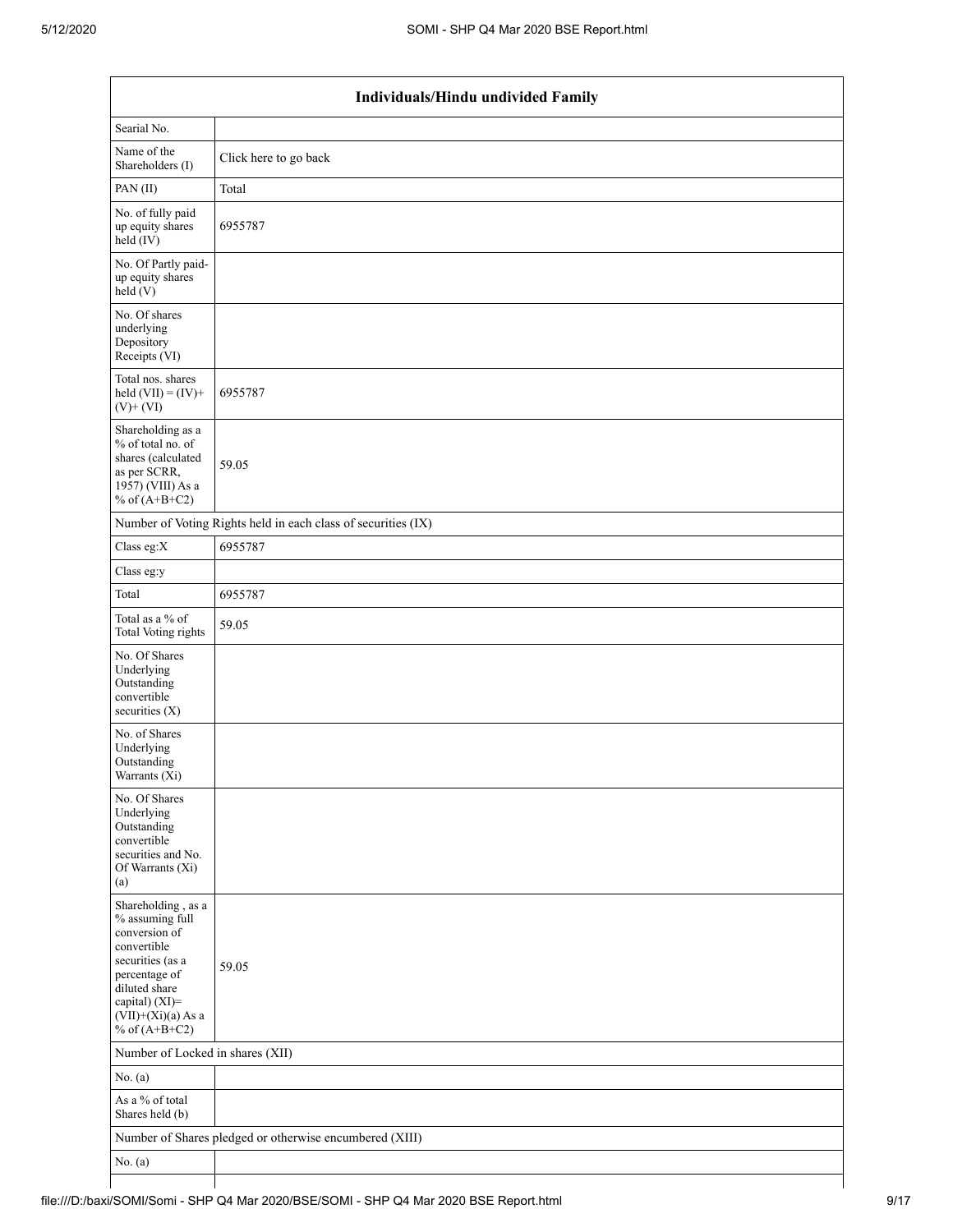| Individuals/Hindu undivided Family | |
|---|---|
| Searial No. | |
| Name of the Shareholders (I) | Click here to go back |
| PAN (II) | Total |
| No. of fully paid up equity shares held (IV) | 6955787 |
| No. Of Partly paid-up equity shares held (V) | |
| No. Of shares underlying Depository Receipts (VI) | |
| Total nos. shares held (VII) = (IV)+ (V)+ (VI) | 6955787 |
| Shareholding as a % of total no. of shares (calculated as per SCRR, 1957) (VIII) As a % of (A+B+C2) | 59.05 |
| Number of Voting Rights held in each class of securities (IX) | |
| Class eg:X | 6955787 |
| Class eg:y | |
| Total | 6955787 |
| Total as a % of Total Voting rights | 59.05 |
| No. Of Shares Underlying Outstanding convertible securities (X) | |
| No. of Shares Underlying Outstanding Warrants (Xi) | |
| No. Of Shares Underlying Outstanding convertible securities and No. Of Warrants (Xi) (a) | |
| Shareholding , as a % assuming full conversion of convertible securities (as a percentage of diluted share capital) (XI)= (VII)+(Xi)(a) As a % of (A+B+C2) | 59.05 |
| Number of Locked in shares (XII) | |
| No. (a) | |
| As a % of total Shares held (b) | |
| Number of Shares pledged or otherwise encumbered (XIII) | |
| No. (a) | |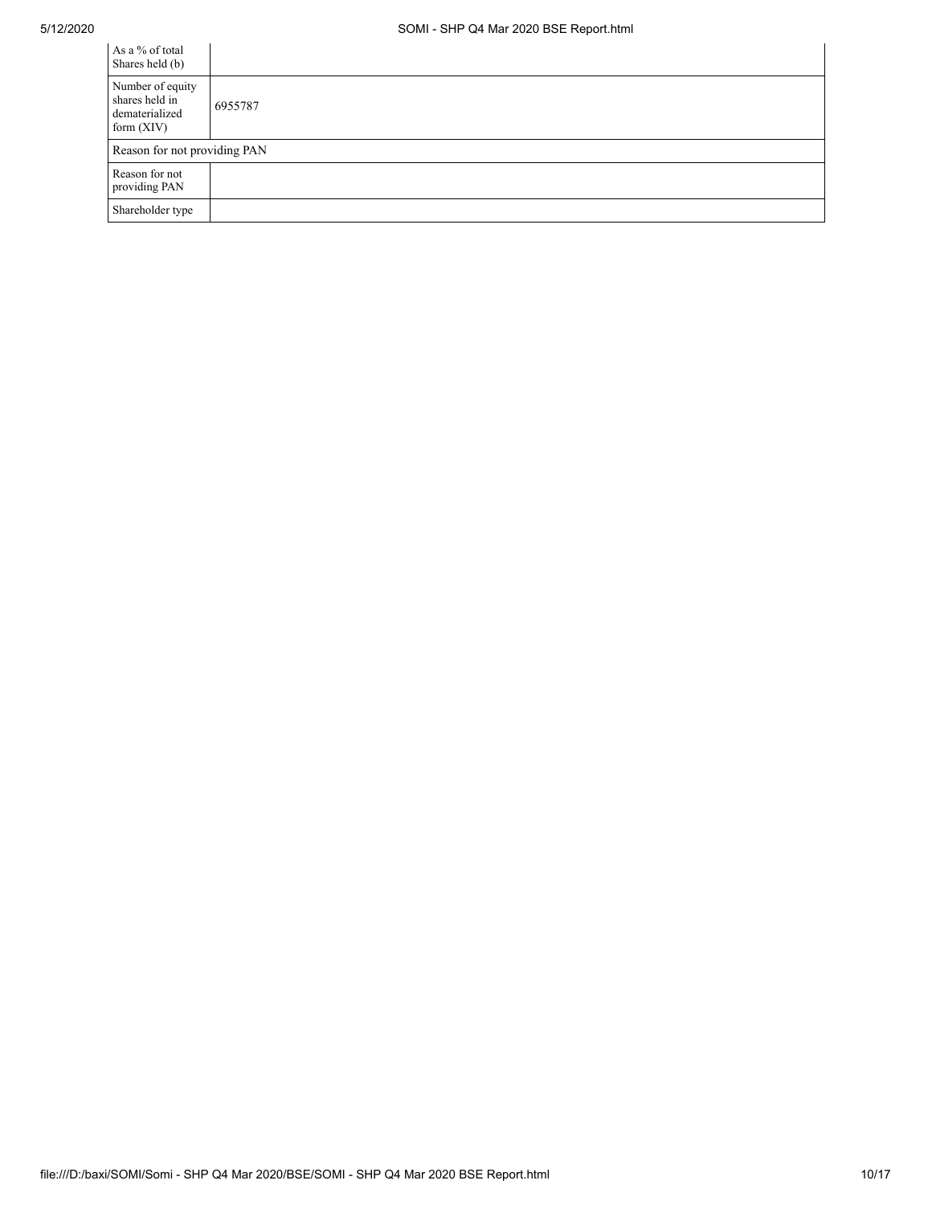| | |
|---|---|
| As a % of total Shares held (b) | |
| Number of equity shares held in dematerialized form (XIV) | 6955787 |
| Reason for not providing PAN | |
| Reason for not providing PAN | |
| Shareholder type | |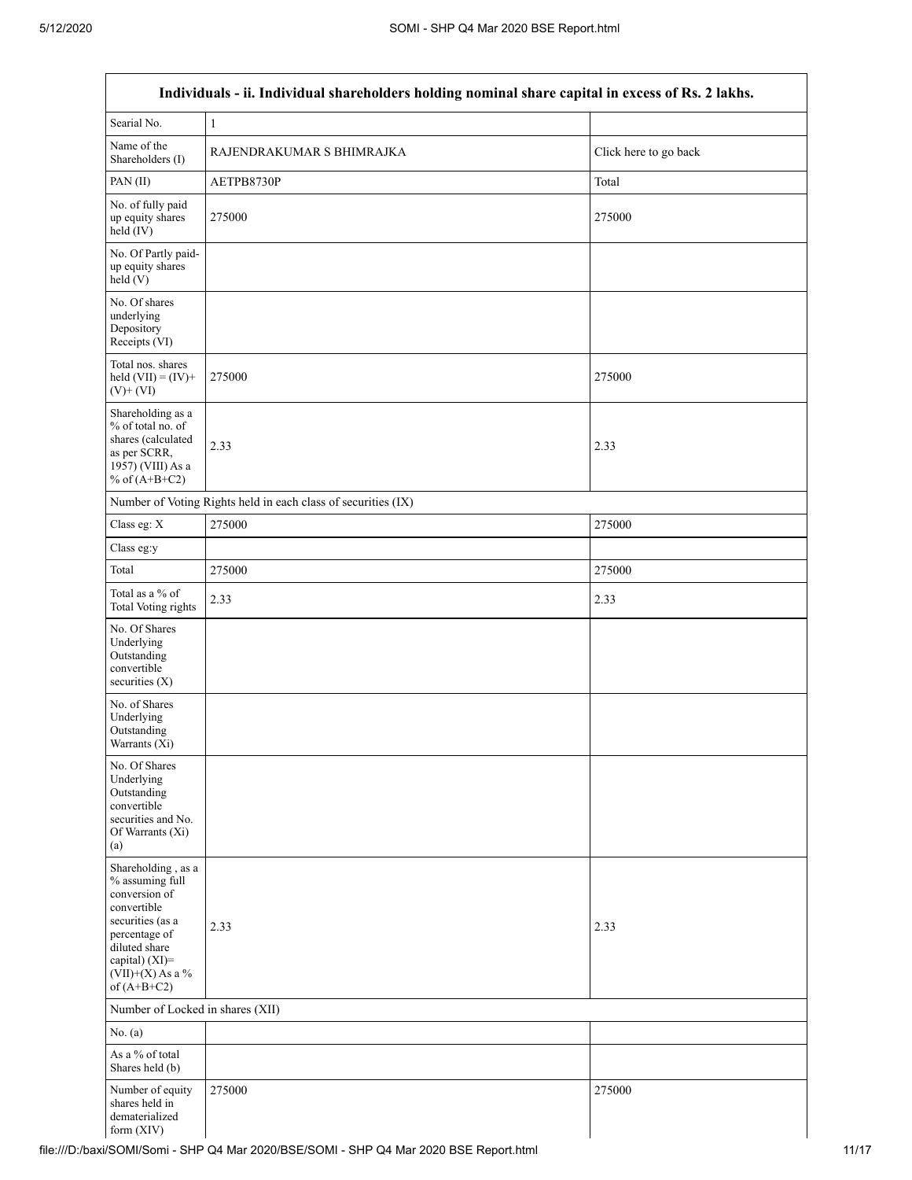| Individuals - ii. Individual shareholders holding nominal share capital in excess of Rs. 2 lakhs. | | |
|---|---|---|
| Searial No. | 1 | |
| Name of the Shareholders (I) | RAJENDRAKUMAR S BHIMRAJKA | Click here to go back |
| PAN (II) | AETPB8730P | Total |
| No. of fully paid up equity shares held (IV) | 275000 | 275000 |
| No. Of Partly paid-up equity shares held (V) | | |
| No. Of shares underlying Depository Receipts (VI) | | |
| Total nos. shares held (VII) = (IV)+(V)+ (VI) | 275000 | 275000 |
| Shareholding as a % of total no. of shares (calculated as per SCRR, 1957) (VIII) As a % of (A+B+C2) | 2.33 | 2.33 |
| Number of Voting Rights held in each class of securities (IX) | | |
| Class eg: X | 275000 | 275000 |
| Class eg:y | | |
| Total | 275000 | 275000 |
| Total as a % of Total Voting rights | 2.33 | 2.33 |
| No. Of Shares Underlying Outstanding convertible securities (X) | | |
| No. of Shares Underlying Outstanding Warrants (Xi) | | |
| No. Of Shares Underlying Outstanding convertible securities and No. Of Warrants (Xi) (a) | | |
| Shareholding , as a % assuming full conversion of convertible securities (as a percentage of diluted share capital) (XI)= (VII)+(X) As a % of (A+B+C2) | 2.33 | 2.33 |
| Number of Locked in shares (XII) | | |
| No. (a) | | |
| As a % of total Shares held (b) | | |
| Number of equity shares held in dematerialized form (XIV) | 275000 | 275000 |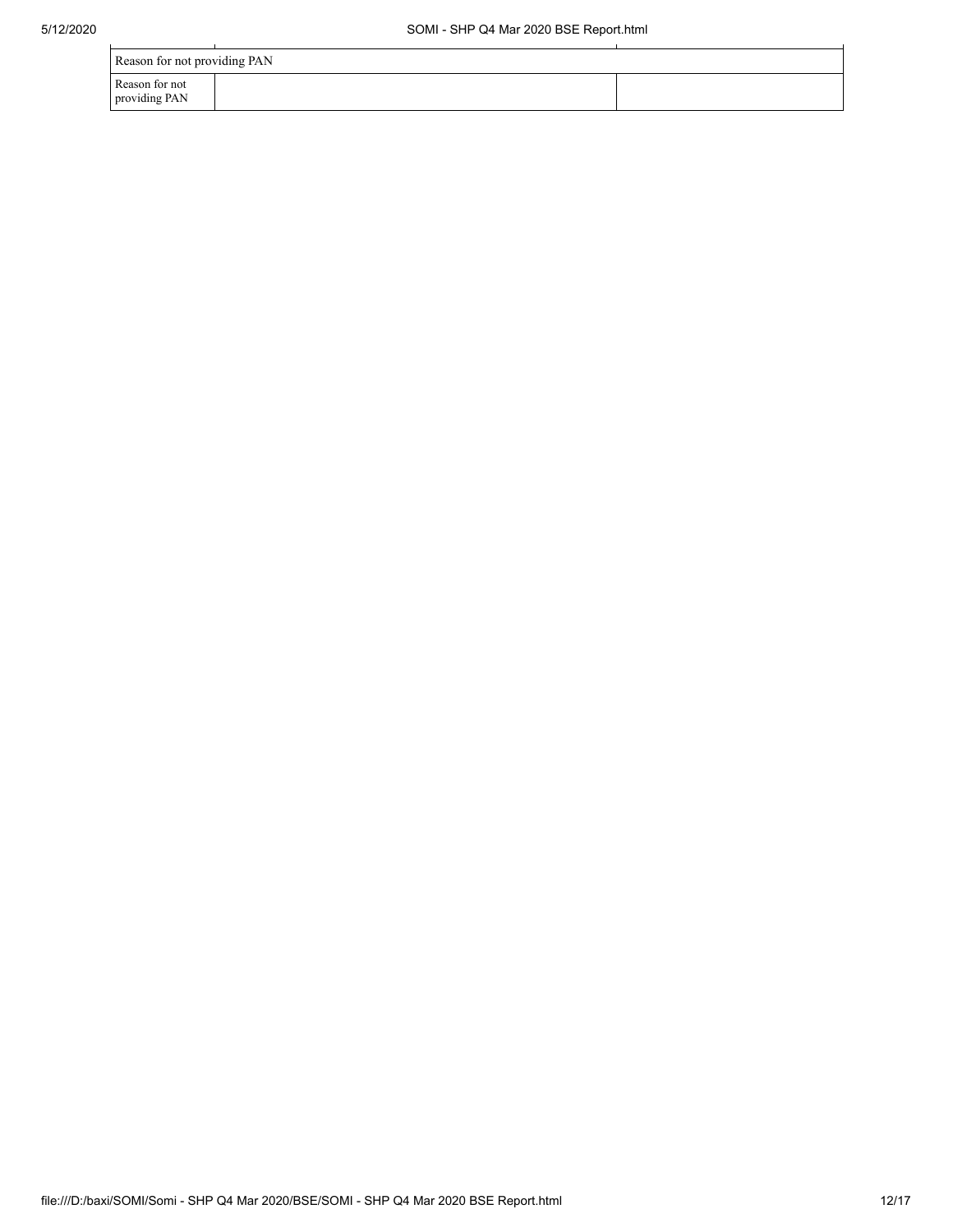| Reason for not providing PAN | | |
|---|---|---|
| Reason for not providing PAN | | |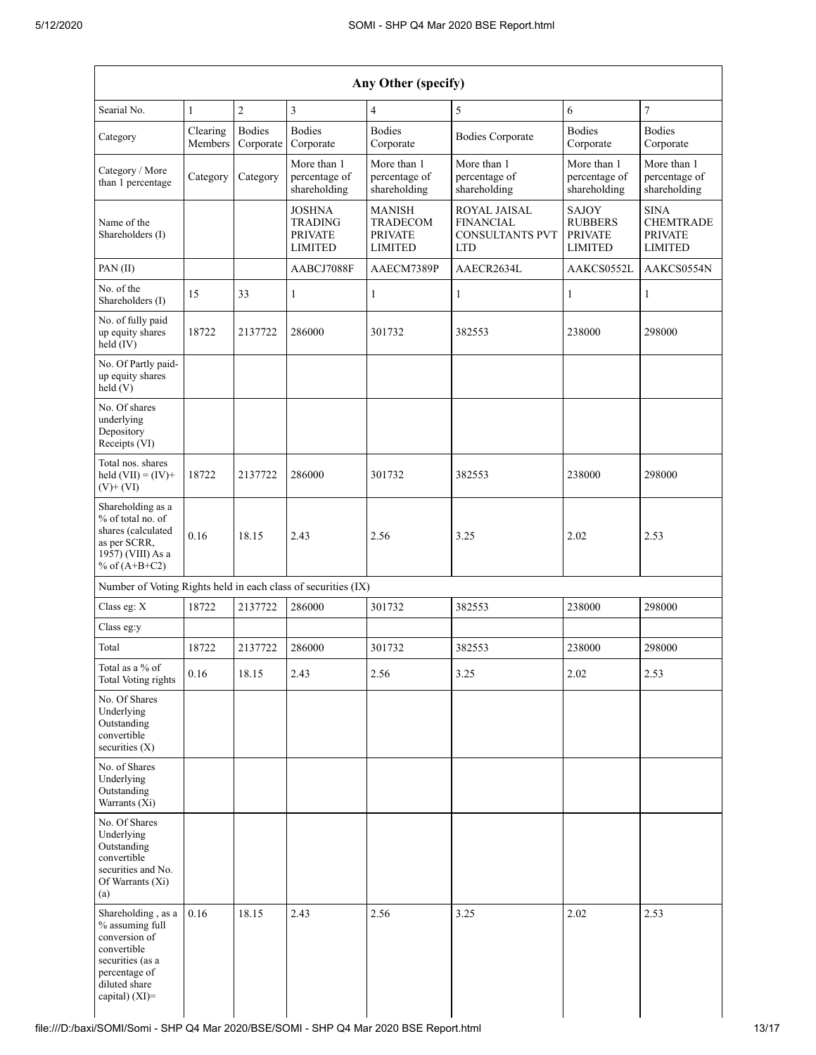| Any Other (specify) | | | | | | | |
|---|---|---|---|---|---|---|---|
| Searial No. | 1 | 2 | 3 | 4 | 5 | 6 | 7 |
| Category | Clearing Members | Bodies Corporate | Bodies Corporate | Bodies Corporate | Bodies Corporate | Bodies Corporate | Bodies Corporate |
| Category / More than 1 percentage | Category | Category | More than 1 percentage of shareholding | More than 1 percentage of shareholding | More than 1 percentage of shareholding | More than 1 percentage of shareholding | More than 1 percentage of shareholding |
| Name of the Shareholders (I) | | | JOSHNA TRADING PRIVATE LIMITED | MANISH TRADECOM PRIVATE LIMITED | ROYAL JAISAL FINANCIAL CONSULTANTS PVT LTD | SAJOY RUBBERS PRIVATE LIMITED | SINA CHEMTRADE PRIVATE LIMITED |
| PAN (II) | | | AABCJ7088F | AAECM7389P | AAECR2634L | AAKCS0552L | AAKCS0554N |
| No. of the Shareholders (I) | 15 | 33 | 1 | 1 | 1 | 1 | 1 |
| No. of fully paid up equity shares held (IV) | 18722 | 2137722 | 286000 | 301732 | 382553 | 238000 | 298000 |
| No. Of Partly paid-up equity shares held (V) | | | | | | | |
| No. Of shares underlying Depository Receipts (VI) | | | | | | | |
| Total nos. shares held (VII) = (IV)+ (V)+ (VI) | 18722 | 2137722 | 286000 | 301732 | 382553 | 238000 | 298000 |
| Shareholding as a % of total no. of shares (calculated as per SCRR, 1957) (VIII) As a % of (A+B+C2) | 0.16 | 18.15 | 2.43 | 2.56 | 3.25 | 2.02 | 2.53 |
| Number of Voting Rights held in each class of securities (IX) | | | | | | | |
| Class eg: X | 18722 | 2137722 | 286000 | 301732 | 382553 | 238000 | 298000 |
| Class eg:y | | | | | | | |
| Total | 18722 | 2137722 | 286000 | 301732 | 382553 | 238000 | 298000 |
| Total as a % of Total Voting rights | 0.16 | 18.15 | 2.43 | 2.56 | 3.25 | 2.02 | 2.53 |
| No. Of Shares Underlying Outstanding convertible securities (X) | | | | | | | |
| No. of Shares Underlying Outstanding Warrants (Xi) | | | | | | | |
| No. Of Shares Underlying Outstanding convertible securities and No. Of Warrants (Xi) (a) | | | | | | | |
| Shareholding , as a % assuming full conversion of convertible securities (as a percentage of diluted share capital) (XI)= | 0.16 | 18.15 | 2.43 | 2.56 | 3.25 | 2.02 | 2.53 |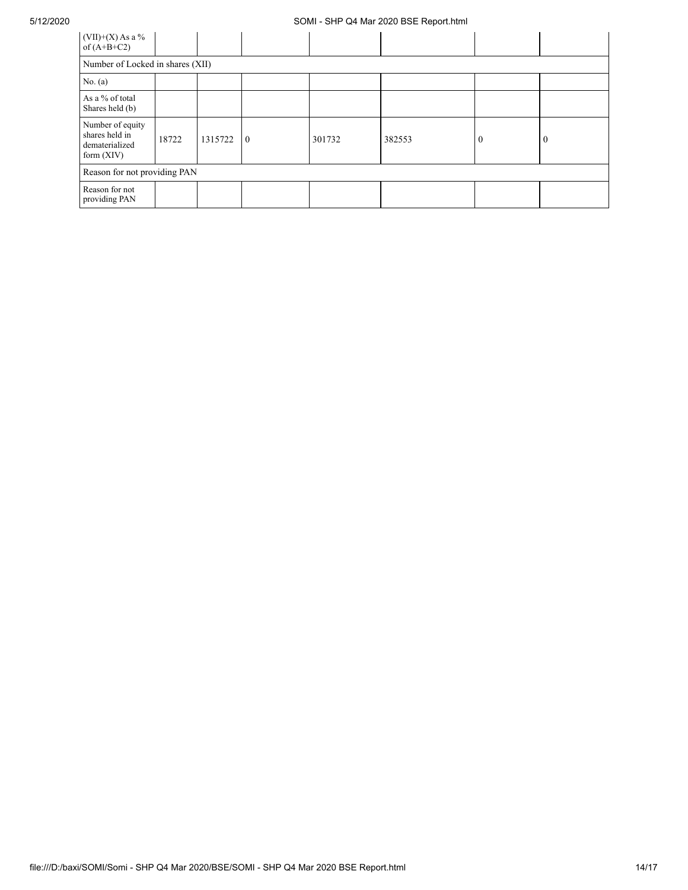| (VII)+(X) As a % of (A+B+C2) | | | | | | | |
|---|---|---|---|---|---|---|---|
| Number of Locked in shares (XII) | | | | | | | |
| No. (a) | | | | | | | |
| As a % of total Shares held (b) | | | | | | | |
| Number of equity shares held in dematerialized form (XIV) | 18722 | 1315722 | 0 | 301732 | 382553 | 0 | 0 |
| Reason for not providing PAN | | | | | | | |
| Reason for not providing PAN | | | | | | | |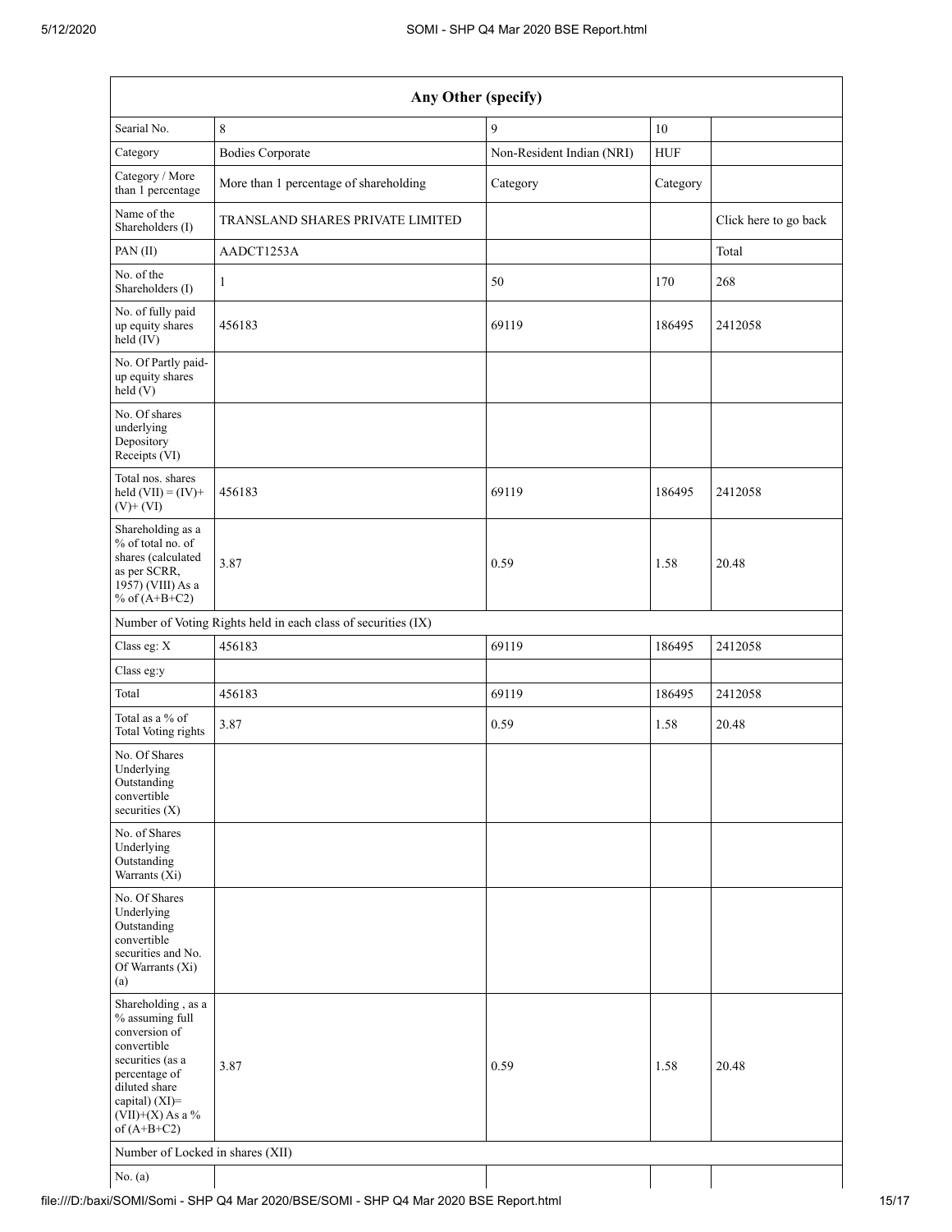| Any Other (specify) | | | | |
|---|---|---|---|---|
| Searial No. | 8 | 9 | 10 | |
| Category | Bodies Corporate | Non-Resident Indian (NRI) | HUF | |
| Category / More than 1 percentage | More than 1 percentage of shareholding | Category | Category | |
| Name of the Shareholders (I) | TRANSLAND SHARES PRIVATE LIMITED | | | Click here to go back |
| PAN (II) | AADCT1253A | | | Total |
| No. of the Shareholders (I) | 1 | 50 | 170 | 268 |
| No. of fully paid up equity shares held (IV) | 456183 | 69119 | 186495 | 2412058 |
| No. Of Partly paid-up equity shares held (V) | | | | |
| No. Of shares underlying Depository Receipts (VI) | | | | |
| Total nos. shares held (VII) = (IV)+ (V)+ (VI) | 456183 | 69119 | 186495 | 2412058 |
| Shareholding as a % of total no. of shares (calculated as per SCRR, 1957) (VIII) As a % of (A+B+C2) | 3.87 | 0.59 | 1.58 | 20.48 |
| Number of Voting Rights held in each class of securities (IX) | | | | |
| Class eg: X | 456183 | 69119 | 186495 | 2412058 |
| Class eg:y | | | | |
| Total | 456183 | 69119 | 186495 | 2412058 |
| Total as a % of Total Voting rights | 3.87 | 0.59 | 1.58 | 20.48 |
| No. Of Shares Underlying Outstanding convertible securities (X) | | | | |
| No. of Shares Underlying Outstanding Warrants (Xi) | | | | |
| No. Of Shares Underlying Outstanding convertible securities and No. Of Warrants (Xi) (a) | | | | |
| Shareholding , as a % assuming full conversion of convertible securities (as a percentage of diluted share capital) (XI)= (VII)+(X) As a % of (A+B+C2) | 3.87 | 0.59 | 1.58 | 20.48 |
| Number of Locked in shares (XII) | | | | |
| No. (a) | | | | |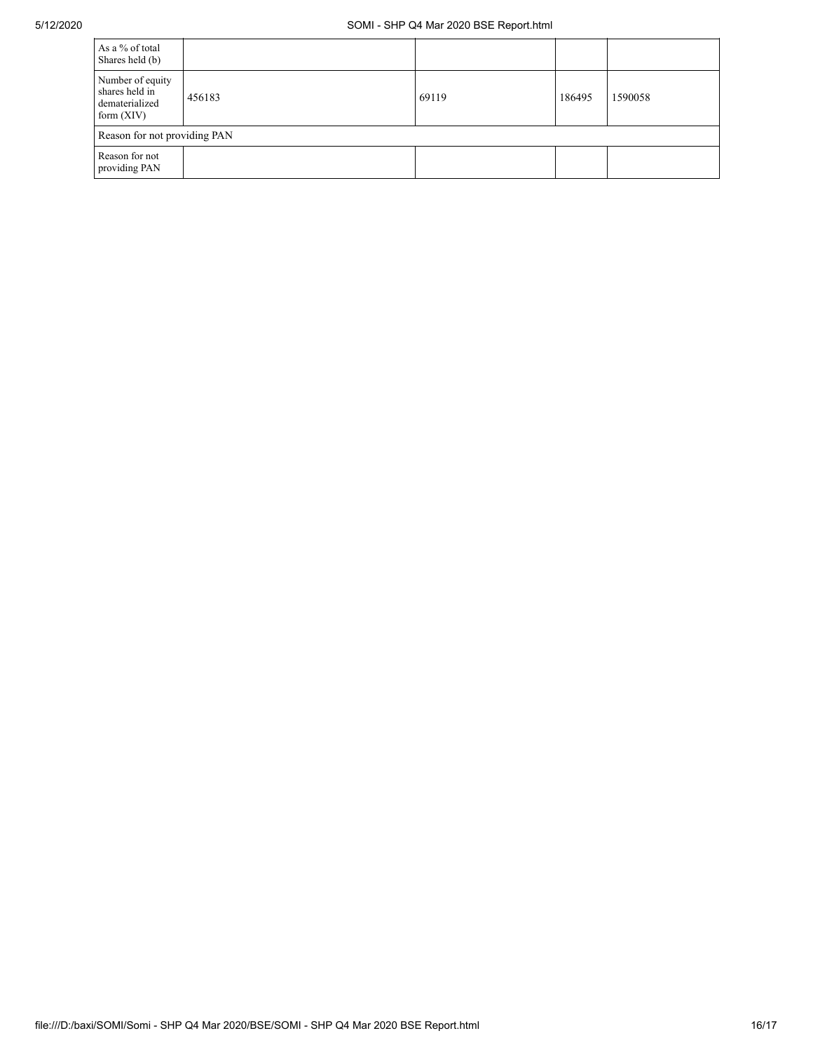| As a % of total Shares held (b) | | | | |
|---|---|---|---|---|
| Number of equity shares held in dematerialized form (XIV) | 456183 | 69119 | 186495 | 1590058 |
| Reason for not providing PAN | | | | |
| Reason for not providing PAN | | | | |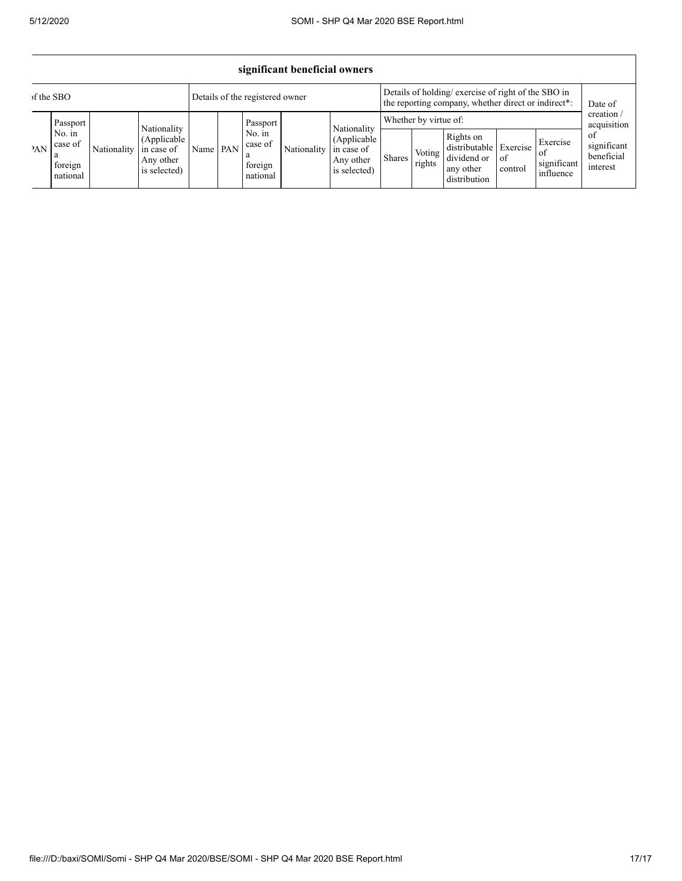| significant beneficial owners | | | | | | | | | | | | | | | |
|---|---|---|---|---|---|---|---|---|---|---|---|---|---|---|---|
| of the SBO | | | | Details of the registered owner | | | | | Details of holding/ exercise of right of the SBO in the reporting company, whether direct or indirect*: | | | | | Date of creation / acquisition of significant beneficial interest |
| | | | | | | | | | Whether by virtue of: | | | | | |
| PAN | Passport No. in case of a foreign national | Nationality | Nationality (Applicable in case of Any other is selected) | Name | PAN | Passport No. in case of a foreign national | Nationality | Nationality (Applicable in case of Any other is selected) | Shares | Voting rights | Rights on distributable dividend or any other distribution | Exercise of control | Exercise of significant influence | |